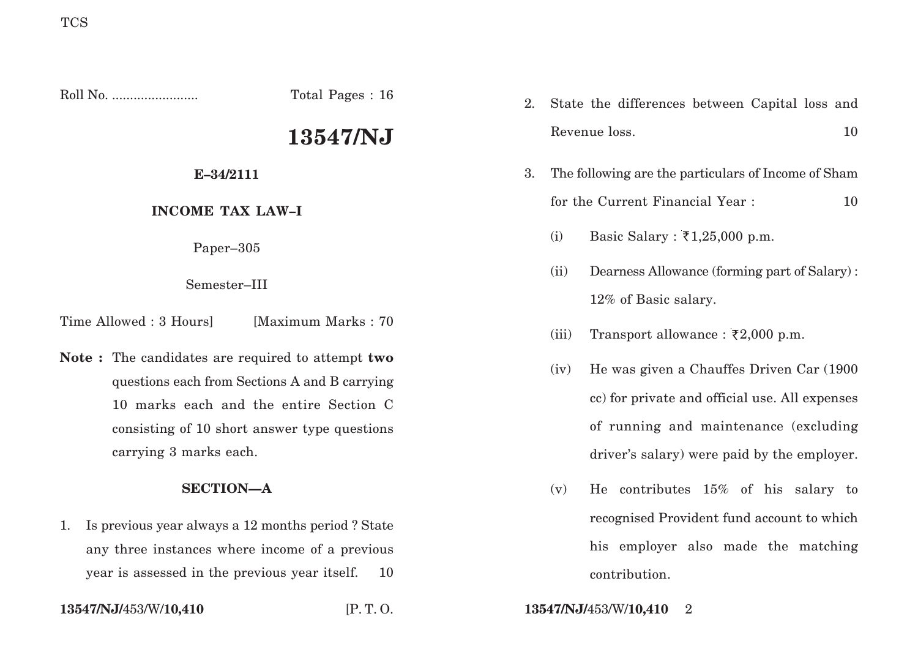TCS

Roll No. ........................ Total Pages : 16

# 13547/NJ

**E–34/2111**

**INCOME TAX LAW–I**

Paper–305

Semester–III

Time Allowed : 3 Hours] [Maximum Marks : 70

**Note :** The candidates are required to attempt **two** questions each from Sections A and B carrying 10 marks each and the entire Section C consisting of 10 short answer type questions carrying 3 marks each.

## SECTION—A

1. Is previous year always a 12 months period ? State any three instances where income of a previous year is assessed in the previous year itself. 10

2. State the differences between Capital loss and Revenue loss. 10

3. The following are the particulars of Income of Sham for the Current Financial Year : 10

   (i) Basic Salary : ₹1,25,000 p.m.

   (ii) Dearness Allowance (forming part of Salary) : 12% of Basic salary.

   (iii) Transport allowance : ₹2,000 p.m.

   (iv) He was given a Chauffes Driven Car (1900 cc) for private and official use. All expenses of running and maintenance (excluding driver's salary) were paid by the employer.

   (v) He contributes 15% of his salary to recognised Provident fund account to which his employer also made the matching contribution.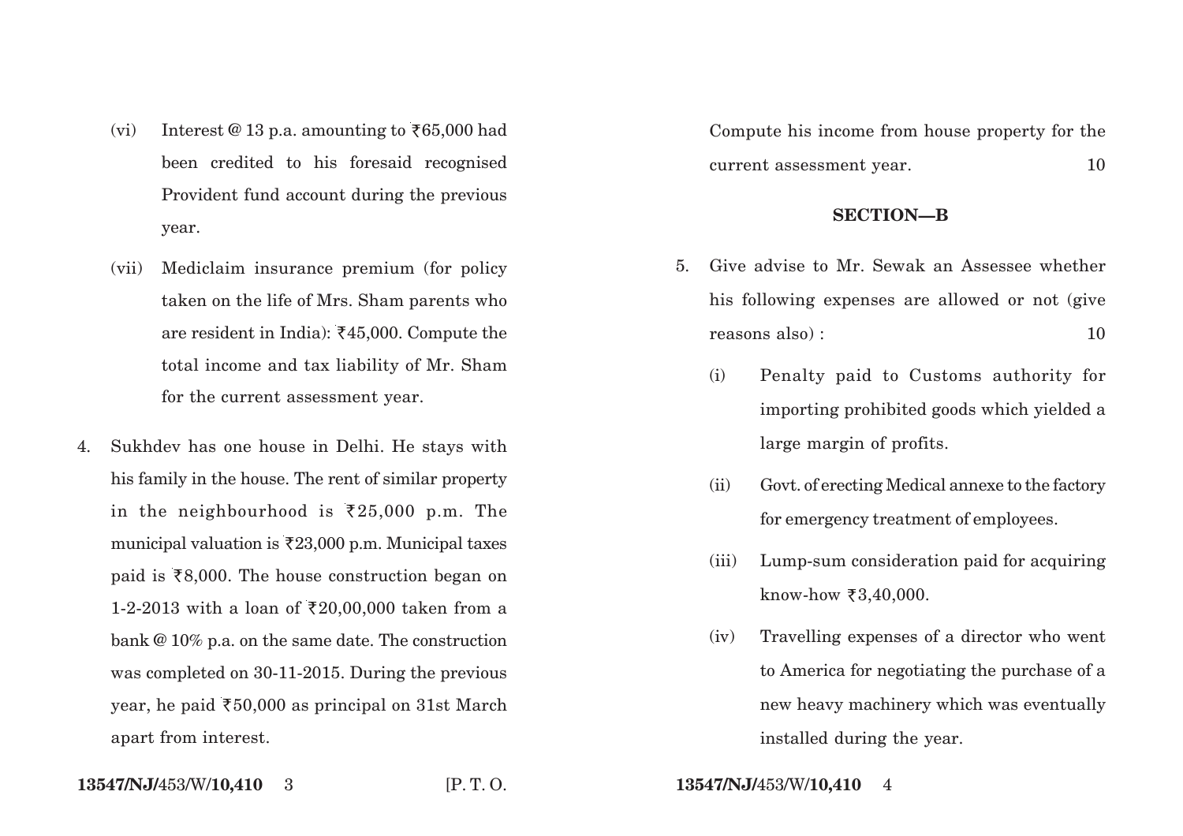(vi) Interest @ 13 p.a. amounting to ₹65,000 had been credited to his foresaid recognised Provident fund account during the previous year.

(vii) Mediclaim insurance premium (for policy taken on the life of Mrs. Sham parents who are resident in India): ₹45,000. Compute the total income and tax liability of Mr. Sham for the current assessment year.

4. Sukhdev has one house in Delhi. He stays with his family in the house. The rent of similar property in the neighbourhood is ₹25,000 p.m. The municipal valuation is ₹23,000 p.m. Municipal taxes paid is ₹8,000. The house construction began on 1-2-2013 with a loan of ₹20,00,000 taken from a bank @ 10% p.a. on the same date. The construction was completed on 30-11-2015. During the previous year, he paid ₹50,000 as principal on 31st March apart from interest.

Compute his income from house property for the current assessment year. 10

## SECTION—B

5. Give advise to Mr. Sewak an Assessee whether his following expenses are allowed or not (give reasons also) : 10

(i) Penalty paid to Customs authority for importing prohibited goods which yielded a large margin of profits.

(ii) Govt. of erecting Medical annexe to the factory for emergency treatment of employees.

(iii) Lump-sum consideration paid for acquiring know-how ₹3,40,000.

(iv) Travelling expenses of a director who went to America for negotiating the purchase of a new heavy machinery which was eventually installed during the year.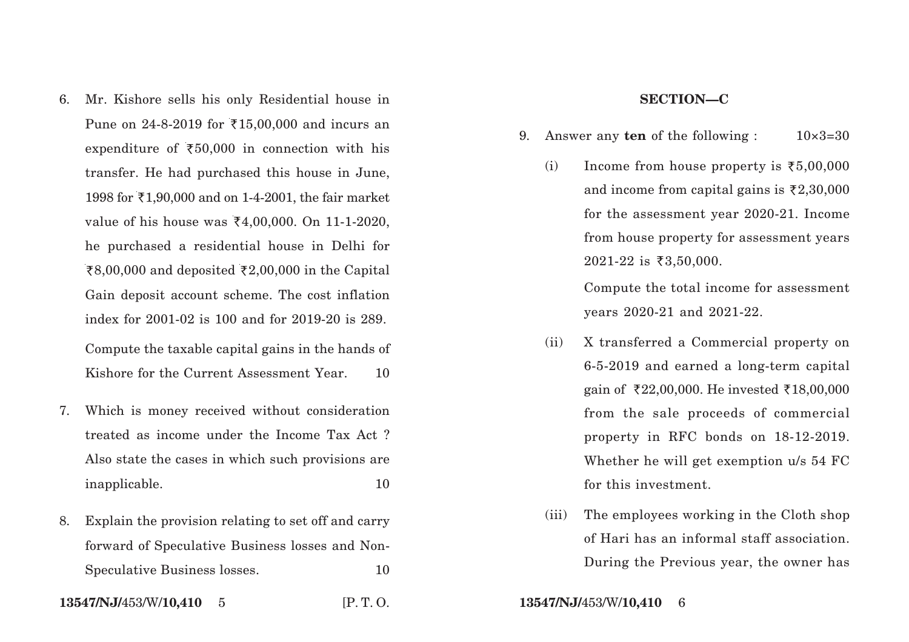6. Mr. Kishore sells his only Residential house in Pune on 24-8-2019 for ₹15,00,000 and incurs an expenditure of ₹50,000 in connection with his transfer. He had purchased this house in June, 1998 for ₹1,90,000 and on 1-4-2001, the fair market value of his house was ₹4,00,000. On 11-1-2020, he purchased a residential house in Delhi for ₹8,00,000 and deposited ₹2,00,000 in the Capital Gain deposit account scheme. The cost inflation index for 2001-02 is 100 and for 2019-20 is 289.

   Compute the taxable capital gains in the hands of Kishore for the Current Assessment Year. 10

7. Which is money received without consideration treated as income under the Income Tax Act ? Also state the cases in which such provisions are inapplicable. 10

8. Explain the provision relating to set off and carry forward of Speculative Business losses and Non-Speculative Business losses. 10

## SECTION—C

9. Answer any **ten** of the following : 10×3=30

   (i) Income from house property is ₹5,00,000 and income from capital gains is ₹2,30,000 for the assessment year 2020-21. Income from house property for assessment years 2021-22 is ₹3,50,000.

   Compute the total income for assessment years 2020-21 and 2021-22.

   (ii) X transferred a Commercial property on 6-5-2019 and earned a long-term capital gain of ₹22,00,000. He invested ₹18,00,000 from the sale proceeds of commercial property in RFC bonds on 18-12-2019. Whether he will get exemption u/s 54 FC for this investment.

   (iii) The employees working in the Cloth shop of Hari has an informal staff association. During the Previous year, the owner has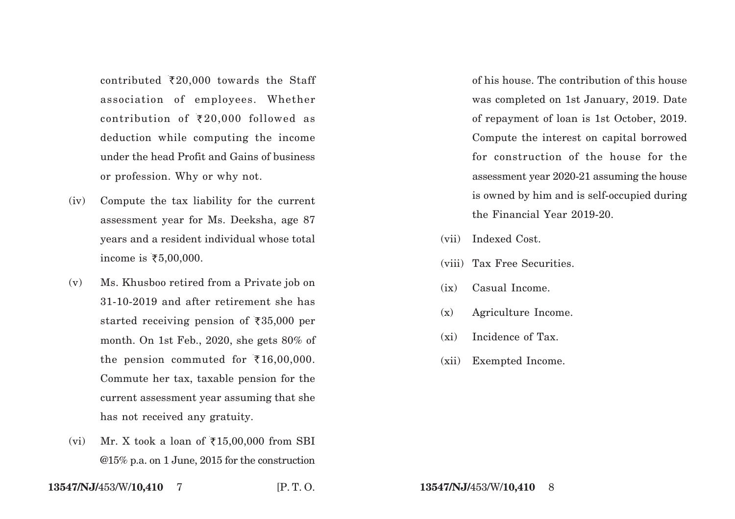contributed ₹20,000 towards the Staff association of employees. Whether contribution of ₹20,000 followed as deduction while computing the income under the head Profit and Gains of business or profession. Why or why not.

(iv) Compute the tax liability for the current assessment year for Ms. Deeksha, age 87 years and a resident individual whose total income is ₹5,00,000.

(v) Ms. Khusboo retired from a Private job on 31-10-2019 and after retirement she has started receiving pension of ₹35,000 per month. On 1st Feb., 2020, she gets 80% of the pension commuted for ₹16,00,000. Commute her tax, taxable pension for the current assessment year assuming that she has not received any gratuity.

(vi) Mr. X took a loan of ₹15,00,000 from SBI @15% p.a. on 1 June, 2015 for the construction of his house. The contribution of this house was completed on 1st January, 2019. Date of repayment of loan is 1st October, 2019. Compute the interest on capital borrowed for construction of the house for the assessment year 2020-21 assuming the house is owned by him and is self-occupied during the Financial Year 2019-20.

(vii) Indexed Cost.

(viii) Tax Free Securities.

(ix) Casual Income.

(x) Agriculture Income.

(xi) Incidence of Tax.

(xii) Exempted Income.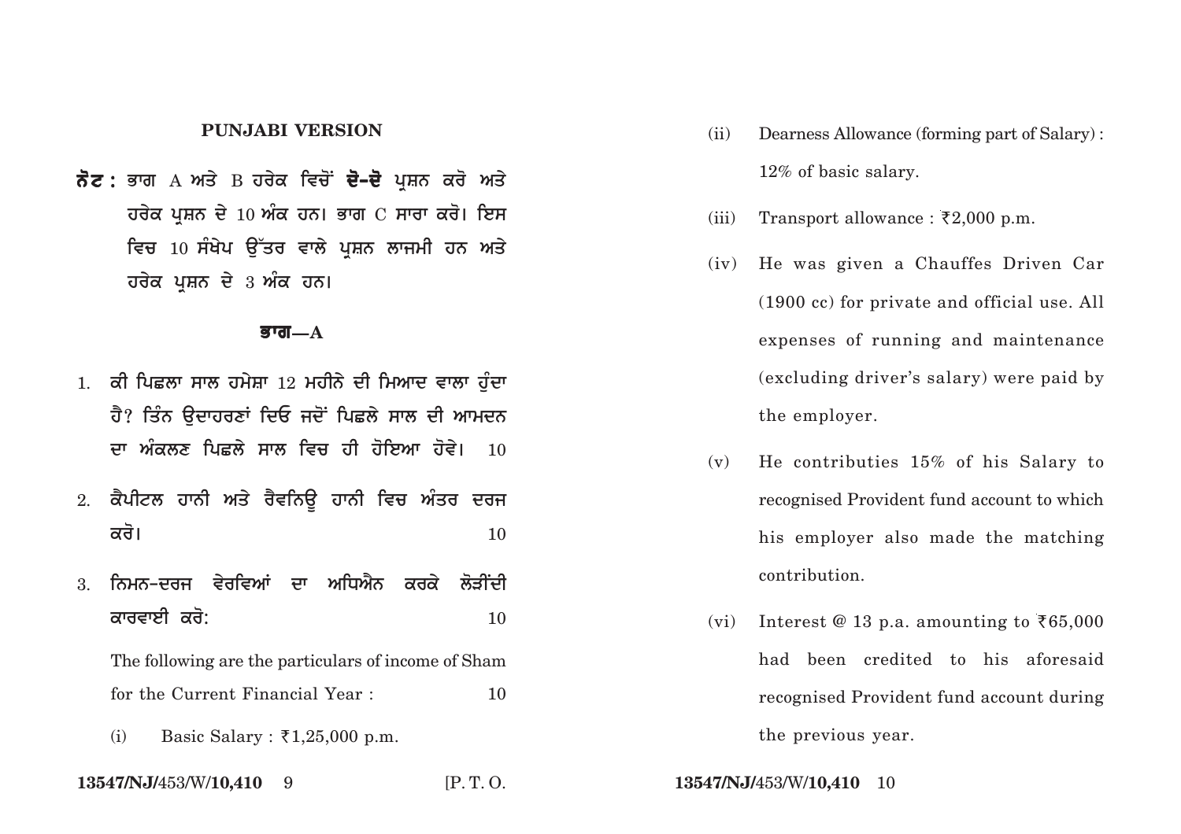## PUNJABI VERSION

**ਨੋਟ :** ਭਾਗ A ਅਤੇ B ਹਰੇਕ ਵਿਚੋਂ **ਦੋ-ਦੋ** ਪ੍ਰਸ਼ਨ ਕਰੋ ਅਤੇ ਹਰੇਕ ਪ੍ਰਸ਼ਨ ਦੇ 10 ਅੰਕ ਹਨ। ਭਾਗ C ਸਾਰਾ ਕਰੋ। ਇਸ ਵਿਚ 10 ਸੰਖੇਪ ਉੱਤਰ ਵਾਲੇ ਪ੍ਰਸ਼ਨ ਲਾਜਮੀ ਹਨ ਅਤੇ ਹਰੇਕ ਪ੍ਰਸ਼ਨ ਦੇ 3 ਅੰਕ ਹਨ।

### ਭਾਗ—A

1. ਕੀ ਪਿਛਲਾ ਸਾਲ ਹਮੇਸ਼ਾ 12 ਮਹੀਨੇ ਦੀ ਮਿਆਦ ਵਾਲਾ ਹੁੰਦਾ ਹੈ? ਤਿੰਨ ਉਦਾਹਰਣਾਂ ਦਿਓ ਜਦੋਂ ਪਿਛਲੇ ਸਾਲ ਦੀ ਆਮਦਨ ਦਾ ਅੰਕਲਣ ਪਿਛਲੇ ਸਾਲ ਵਿਚ ਹੀ ਹੋਇਆ ਹੋਵੇ। 10

2. ਕੈਪੀਟਲ ਹਾਨੀ ਅਤੇ ਰੈਵਨਿਊ ਹਾਨੀ ਵਿਚ ਅੰਤਰ ਦਰਜ ਕਰੋ। 10

3. ਨਿਮਨ-ਦਰਜ ਵੇਰਵਿਆਂ ਦਾ ਅਧਿਐਨ ਕਰਕੇ ਲੋੜੀਂਦੀ ਕਾਰਵਾਈ ਕਰੋ: 10

   The following are the particulars of income of Sham for the Current Financial Year : 10

   (i) Basic Salary : ₹1,25,000 p.m.

   (ii) Dearness Allowance (forming part of Salary) : 12% of basic salary.

   (iii) Transport allowance : ₹2,000 p.m.

   (iv) He was given a Chauffes Driven Car (1900 cc) for private and official use. All expenses of running and maintenance (excluding driver's salary) were paid by the employer.

   (v) He contributies 15% of his Salary to recognised Provident fund account to which his employer also made the matching contribution.

   (vi) Interest @ 13 p.a. amounting to ₹65,000 had been credited to his aforesaid recognised Provident fund account during the previous year.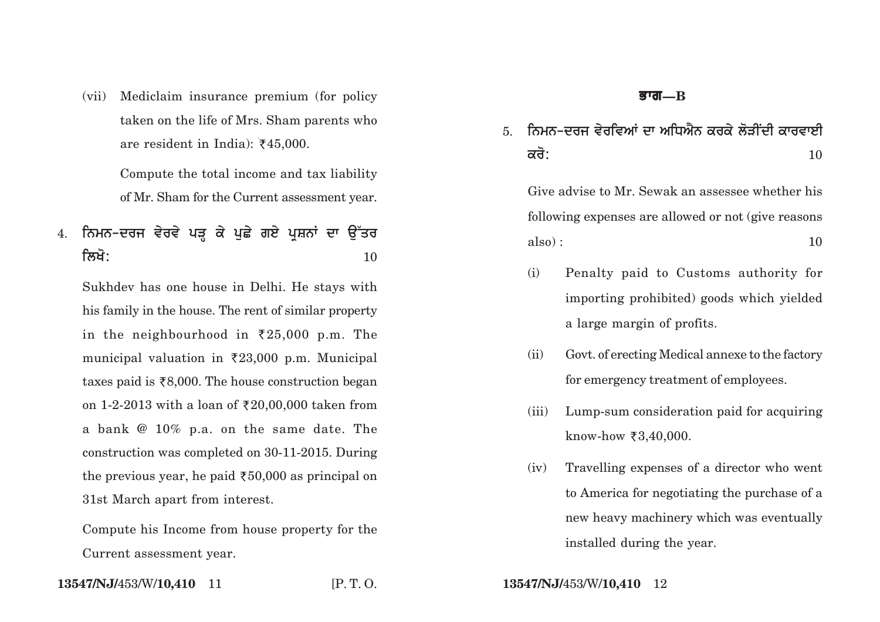(vii) Mediclaim insurance premium (for policy taken on the life of Mrs. Sham parents who are resident in India): ₹45,000.

Compute the total income and tax liability of Mr. Sham for the Current assessment year.

4. ਨਿਮਨ-ਦਰਜ ਵੇਰਵੇ ਪੜ੍ਹ ਕੇ ਪੁਛੇ ਗਏ ਪ੍ਰਸ਼ਨਾਂ ਦਾ ਉੱਤਰ ਲਿਖੋ: 10

Sukhdev has one house in Delhi. He stays with his family in the house. The rent of similar property in the neighbourhood in ₹25,000 p.m. The municipal valuation in ₹23,000 p.m. Municipal taxes paid is ₹8,000. The house construction began on 1-2-2013 with a loan of ₹20,00,000 taken from a bank @ 10% p.a. on the same date. The construction was completed on 30-11-2015. During the previous year, he paid ₹50,000 as principal on 31st March apart from interest.

Compute his Income from house property for the Current assessment year.

## ਭਾਗ—B

5. ਨਿਮਨ-ਦਰਜ ਵੇਰਵਿਆਂ ਦਾ ਅਧਿਐਨ ਕਰਕੇ ਲੋੜੀਂਦੀ ਕਾਰਵਾਈ ਕਰੋ: 10

Give advise to Mr. Sewak an assessee whether his following expenses are allowed or not (give reasons also) : 10

(i) Penalty paid to Customs authority for importing prohibited) goods which yielded a large margin of profits.

(ii) Govt. of erecting Medical annexe to the factory for emergency treatment of employees.

(iii) Lump-sum consideration paid for acquiring know-how ₹3,40,000.

(iv) Travelling expenses of a director who went to America for negotiating the purchase of a new heavy machinery which was eventually installed during the year.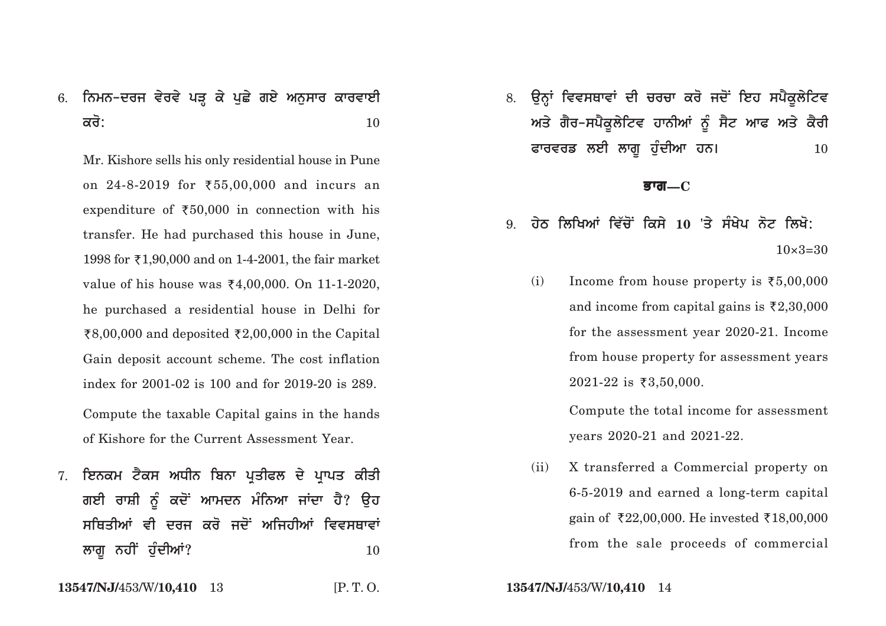6. ਨਿਮਨ-ਦਰਜ ਵੇਰਵੇ ਪੜ੍ਹ ਕੇ ਪੁਛੇ ਗਏ ਅਨੁਸਾਰ ਕਾਰਵਾਈ ਕਰੋ: 10

   Mr. Kishore sells his only residential house in Pune on 24-8-2019 for ₹55,00,000 and incurs an expenditure of ₹50,000 in connection with his transfer. He had purchased this house in June, 1998 for ₹1,90,000 and on 1-4-2001, the fair market value of his house was ₹4,00,000. On 11-1-2020, he purchased a residential house in Delhi for ₹8,00,000 and deposited ₹2,00,000 in the Capital Gain deposit account scheme. The cost inflation index for 2001-02 is 100 and for 2019-20 is 289.

   Compute the taxable Capital gains in the hands of Kishore for the Current Assessment Year.

7. ਇਨਕਮ ਟੈਕਸ ਅਧੀਨ ਬਿਨਾ ਪ੍ਰਤੀਫਲ ਦੇ ਪ੍ਰਾਪਤ ਕੀਤੀ ਗਈ ਰਾਸ਼ੀ ਨੂੰ ਕਦੋਂ ਆਮਦਨ ਮੰਨਿਆ ਜਾਂਦਾ ਹੈ? ਉਹ ਸਥਿਤੀਆਂ ਵੀ ਦਰਜ ਕਰੋ ਜਦੋਂ ਅਜਿਹੀਆਂ ਵਿਵਸਥਾਵਾਂ ਲਾਗੂ ਨਹੀਂ ਹੁੰਦੀਆਂ? 10

8. ਉਨ੍ਹਾਂ ਵਿਵਸਥਾਵਾਂ ਦੀ ਚਰਚਾ ਕਰੋ ਜਦੋਂ ਇਹ ਸਪੈਕੂਲੇਟਿਵ ਅਤੇ ਗੈਰ-ਸਪੈਕੂਲੇਟਿਵ ਹਾਨੀਆਂ ਨੂੰ ਸੈਟ ਆਫ ਅਤੇ ਕੈਰੀ ਫਾਰਵਰਡ ਲਈ ਲਾਗੂ ਹੁੰਦੀਆ ਹਨ। 10

## ਭਾਗ—C

9. ਹੇਠ ਲਿਖਿਆਂ ਵਿੱਚੋਂ ਕਿਸੇ **10** 'ਤੇ ਸੰਖੇਪ ਨੋਟ ਲਿਖੋ: 10×3=30

   (i) Income from house property is ₹5,00,000 and income from capital gains is ₹2,30,000 for the assessment year 2020-21. Income from house property for assessment years 2021-22 is ₹3,50,000.

   Compute the total income for assessment years 2020-21 and 2021-22.

   (ii) X transferred a Commercial property on 6-5-2019 and earned a long-term capital gain of ₹22,00,000. He invested ₹18,00,000 from the sale proceeds of commercial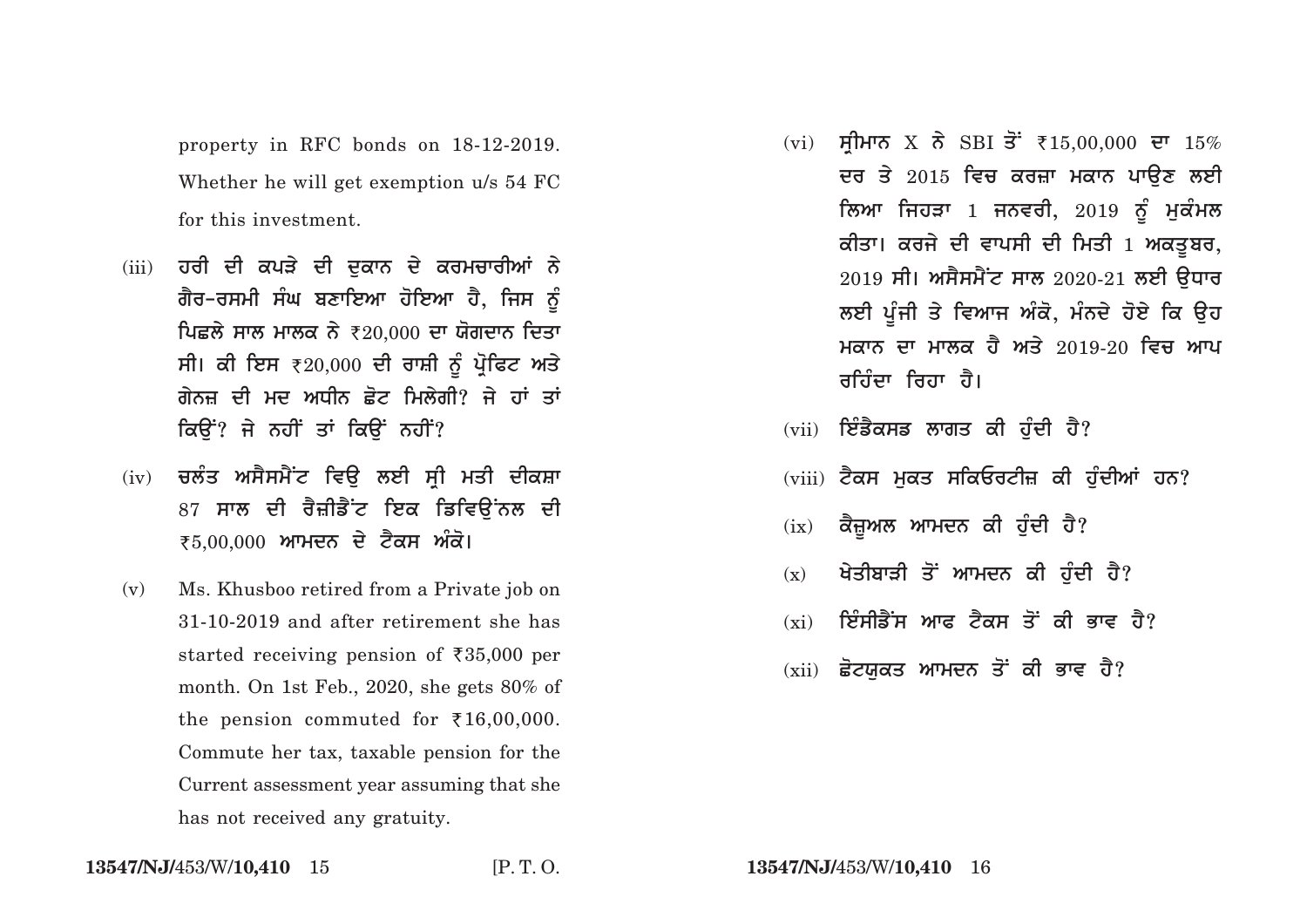property in RFC bonds on 18-12-2019. Whether he will get exemption u/s 54 FC for this investment.

(iii) ਹਰੀ ਦੀ ਕਪੜੇ ਦੀ ਦੁਕਾਨ ਦੇ ਕਰਮਚਾਰੀਆਂ ਨੇ ਗੈਰ-ਰਸਮੀ ਸੰਘ ਬਣਾਇਆ ਹੋਇਆ ਹੈ, ਜਿਸ ਨੂੰ ਪਿਛਲੇ ਸਾਲ ਮਾਲਕ ਨੇ ₹20,000 ਦਾ ਯੋਗਦਾਨ ਦਿਤਾ ਸੀ। ਕੀ ਇਸ ₹20,000 ਦੀ ਰਾਸ਼ੀ ਨੂੰ ਪ੍ਰੋਫਿਟ ਅਤੇ ਗੇਨਜ਼ ਦੀ ਮਦ ਅਧੀਨ ਛੋਟ ਮਿਲੇਗੀ? ਜੇ ਹਾਂ ਤਾਂ ਕਿਉਂ? ਜੇ ਨਹੀਂ ਤਾਂ ਕਿਉਂ ਨਹੀਂ?

(iv) ਚਲੰਤ ਅਸੈਸਮੈਂਟ ਵਿਉ ਲਈ ਸ੍ਰੀ ਮਤੀ ਦੀਕਸ਼ਾ 87 ਸਾਲ ਦੀ ਰੈਜ਼ੀਡੈਂਟ ਇਕ ਡਿਵਿਉਂਨਲ ਦੀ ₹5,00,000 ਆਮਦਨ ਦੇ ਟੈਕਸ ਅੰਕੋ।

(v) Ms. Khusboo retired from a Private job on 31-10-2019 and after retirement she has started receiving pension of ₹35,000 per month. On 1st Feb., 2020, she gets 80% of the pension commuted for ₹16,00,000. Commute her tax, taxable pension for the Current assessment year assuming that she has not received any gratuity.

(vi) ਸ੍ਰੀਮਾਨ X ਨੇ SBI ਤੋਂ ₹15,00,000 ਦਾ 15% ਦਰ ਤੇ 2015 ਵਿਚ ਕਰਜ਼ਾ ਮਕਾਨ ਪਾਉਣ ਲਈ ਲਿਆ ਜਿਹੜਾ 1 ਜਨਵਰੀ, 2019 ਨੂੰ ਮੁਕੰਮਲ ਕੀਤਾ। ਕਰਜੇ ਦੀ ਵਾਪਸੀ ਦੀ ਮਿਤੀ 1 ਅਕਤੂਬਰ, 2019 ਸੀ। ਅਸੈਸਮੈਂਟ ਸਾਲ 2020-21 ਲਈ ਉਧਾਰ ਲਈ ਪੂੰਜੀ ਤੇ ਵਿਆਜ ਅੰਕੋ, ਮੰਨਦੇ ਹੋਏ ਕਿ ਉਹ ਮਕਾਨ ਦਾ ਮਾਲਕ ਹੈ ਅਤੇ 2019-20 ਵਿਚ ਆਪ ਰਹਿੰਦਾ ਰਿਹਾ ਹੈ।

(vii) ਇੰਡੈਕਸਡ ਲਾਗਤ ਕੀ ਹੁੰਦੀ ਹੈ?

(viii) ਟੈਕਸ ਮੁਕਤ ਸਕਿਓਰਟੀਜ਼ ਕੀ ਹੁੰਦੀਆਂ ਹਨ?

(ix) ਕੈਜ਼ੂਅਲ ਆਮਦਨ ਕੀ ਹੁੰਦੀ ਹੈ?

(x) ਖੇਤੀਬਾੜੀ ਤੋਂ ਆਮਦਨ ਕੀ ਹੁੰਦੀ ਹੈ?

(xi) ਇੰਸੀਡੈਂਸ ਆਫ ਟੈਕਸ ਤੋਂ ਕੀ ਭਾਵ ਹੈ?

(xii) ਛੋਟਯੁਕਤ ਆਮਦਨ ਤੋਂ ਕੀ ਭਾਵ ਹੈ?